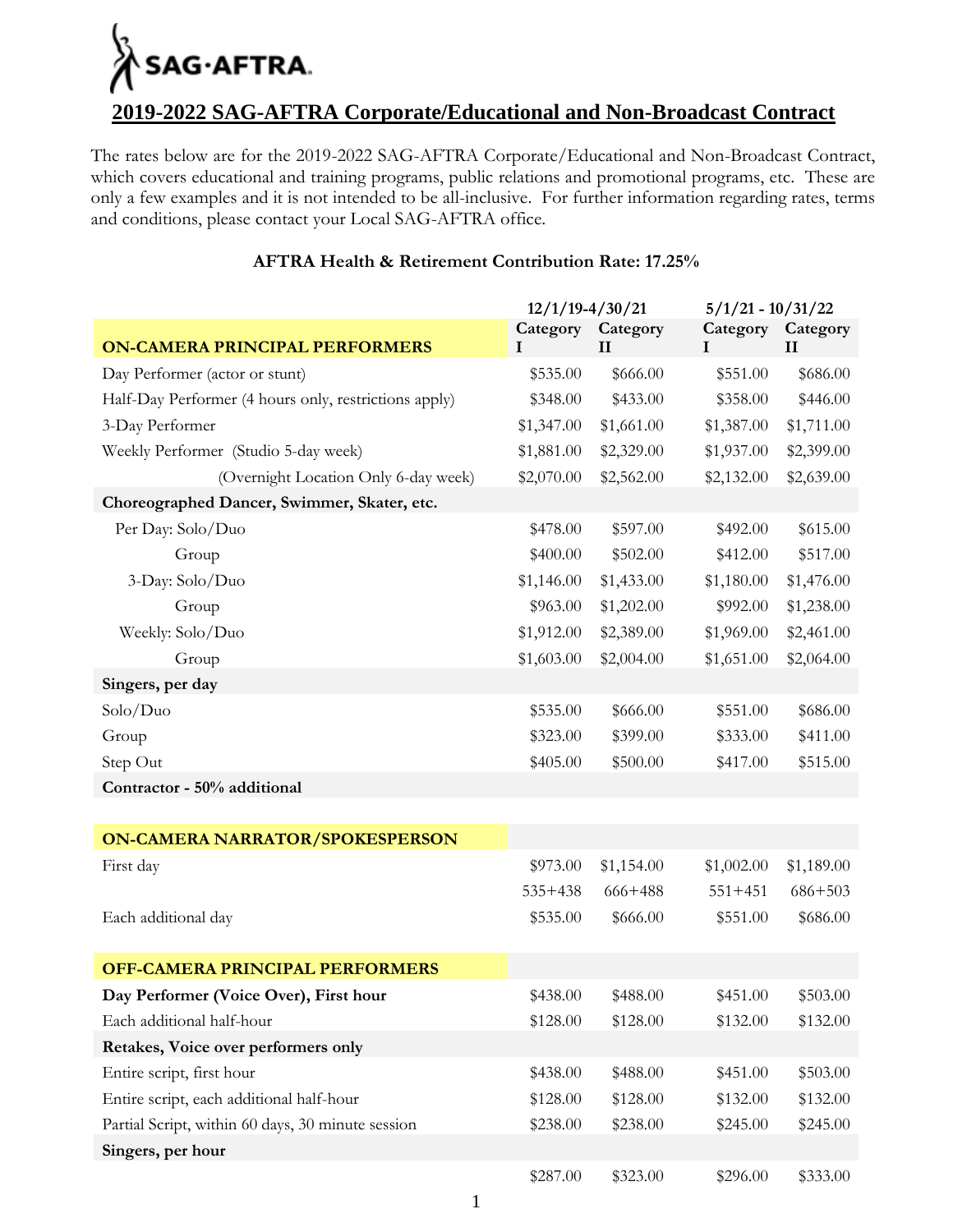SAG·AFTRA.

# 2019-2022 SAG-AFTRA Corporate/Educational and Non-Broadcast Contract

The rates below are for the 2019-2022 SAG-AFTRA Corporate/Educational and Non-Broadcast Contract, which covers educational and training programs, public relations and promotional programs, etc. These are only a few examples and it is not intended to be all-inclusive. For further information regarding rates, terms and conditions, please contact your Local SAG-AFTRA office.

**AFTRA Health & Retirement Contribution Rate: 17.25%**

| | 12/1/19-4/30/21 | | 5/1/21 - 10/31/22 | |
|---|---|---|---|---|
| **ON-CAMERA PRINCIPAL PERFORMERS** | **Category I** | **Category II** | **Category I** | **Category II** |
| Day Performer (actor or stunt) | $535.00 | $666.00 | $551.00 | $686.00 |
| Half-Day Performer (4 hours only, restrictions apply) | $348.00 | $433.00 | $358.00 | $446.00 |
| 3-Day Performer | $1,347.00 | $1,661.00 | $1,387.00 | $1,711.00 |
| Weekly Performer (Studio 5-day week) | $1,881.00 | $2,329.00 | $1,937.00 | $2,399.00 |
| (Overnight Location Only 6-day week) | $2,070.00 | $2,562.00 | $2,132.00 | $2,639.00 |
| **Choreographed Dancer, Swimmer, Skater, etc.** | | | | |
| Per Day: Solo/Duo | $478.00 | $597.00 | $492.00 | $615.00 |
| Group | $400.00 | $502.00 | $412.00 | $517.00 |
| 3-Day: Solo/Duo | $1,146.00 | $1,433.00 | $1,180.00 | $1,476.00 |
| Group | $963.00 | $1,202.00 | $992.00 | $1,238.00 |
| Weekly: Solo/Duo | $1,912.00 | $2,389.00 | $1,969.00 | $2,461.00 |
| Group | $1,603.00 | $2,004.00 | $1,651.00 | $2,064.00 |
| **Singers, per day** | | | | |
| Solo/Duo | $535.00 | $666.00 | $551.00 | $686.00 |
| Group | $323.00 | $399.00 | $333.00 | $411.00 |
| Step Out | $405.00 | $500.00 | $417.00 | $515.00 |
| **Contractor - 50% additional** | | | | |
| | | | | |
| **ON-CAMERA NARRATOR/SPOKESPERSON** | | | | |
| First day | $973.00 | $1,154.00 | $1,002.00 | $1,189.00 |
| | 535+438 | 666+488 | 551+451 | 686+503 |
| Each additional day | $535.00 | $666.00 | $551.00 | $686.00 |
| | | | | |
| **OFF-CAMERA PRINCIPAL PERFORMERS** | | | | |
| **Day Performer (Voice Over), First hour** | $438.00 | $488.00 | $451.00 | $503.00 |
| Each additional half-hour | $128.00 | $128.00 | $132.00 | $132.00 |
| **Retakes, Voice over performers only** | | | | |
| Entire script, first hour | $438.00 | $488.00 | $451.00 | $503.00 |
| Entire script, each additional half-hour | $128.00 | $128.00 | $132.00 | $132.00 |
| Partial Script, within 60 days, 30 minute session | $238.00 | $238.00 | $245.00 | $245.00 |
| **Singers, per hour** | | | | |
| | $287.00 | $323.00 | $296.00 | $333.00 |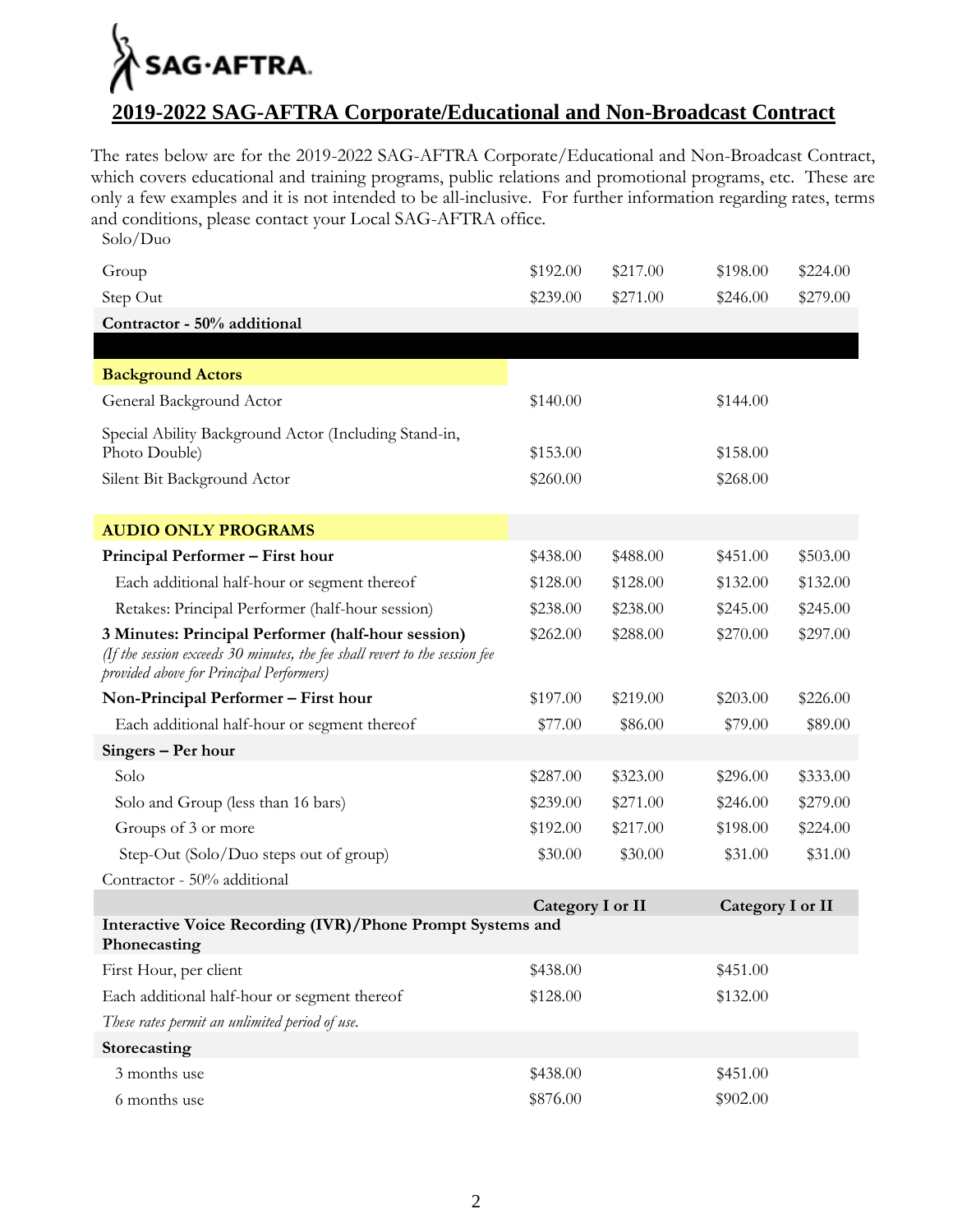SAG·AFTRA.

## 2019-2022 SAG-AFTRA Corporate/Educational and Non-Broadcast Contract

The rates below are for the 2019-2022 SAG-AFTRA Corporate/Educational and Non-Broadcast Contract, which covers educational and training programs, public relations and promotional programs, etc. These are only a few examples and it is not intended to be all-inclusive. For further information regarding rates, terms and conditions, please contact your Local SAG-AFTRA office.

Solo/Duo

| | | | | |
|---|---|---|---|---|
| Group | $192.00 | $217.00 | $198.00 | $224.00 |
| Step Out | $239.00 | $271.00 | $246.00 | $279.00 |
| **Contractor - 50% additional** | | | | |
| | | | | |
| **Background Actors** | | | | |
| General Background Actor | $140.00 | | $144.00 | |
| Special Ability Background Actor (Including Stand-in, Photo Double) | $153.00 | | $158.00 | |
| Silent Bit Background Actor | $260.00 | | $268.00 | |
| **AUDIO ONLY PROGRAMS** | | | | |
| **Principal Performer – First hour** | $438.00 | $488.00 | $451.00 | $503.00 |
| Each additional half-hour or segment thereof | $128.00 | $128.00 | $132.00 | $132.00 |
| Retakes: Principal Performer (half-hour session) | $238.00 | $238.00 | $245.00 | $245.00 |
| **3 Minutes: Principal Performer (half-hour session)** *(If the session exceeds 30 minutes, the fee shall revert to the session fee provided above for Principal Performers)* | $262.00 | $288.00 | $270.00 | $297.00 |
| **Non-Principal Performer – First hour** | $197.00 | $219.00 | $203.00 | $226.00 |
| Each additional half-hour or segment thereof | $77.00 | $86.00 | $79.00 | $89.00 |
| **Singers – Per hour** | | | | |
| Solo | $287.00 | $323.00 | $296.00 | $333.00 |
| Solo and Group (less than 16 bars) | $239.00 | $271.00 | $246.00 | $279.00 |
| Groups of 3 or more | $192.00 | $217.00 | $198.00 | $224.00 |
| Step-Out (Solo/Duo steps out of group) | $30.00 | $30.00 | $31.00 | $31.00 |
| Contractor - 50% additional | | | | |
| | **Category I or II** | | **Category I or II** | |
| **Interactive Voice Recording (IVR)/Phone Prompt Systems and Phonecasting** | | | | |
| First Hour, per client | $438.00 | | $451.00 | |
| Each additional half-hour or segment thereof | $128.00 | | $132.00 | |
| *These rates permit an unlimited period of use.* | | | | |
| **Storecasting** | | | | |
| 3 months use | $438.00 | | $451.00 | |
| 6 months use | $876.00 | | $902.00 | |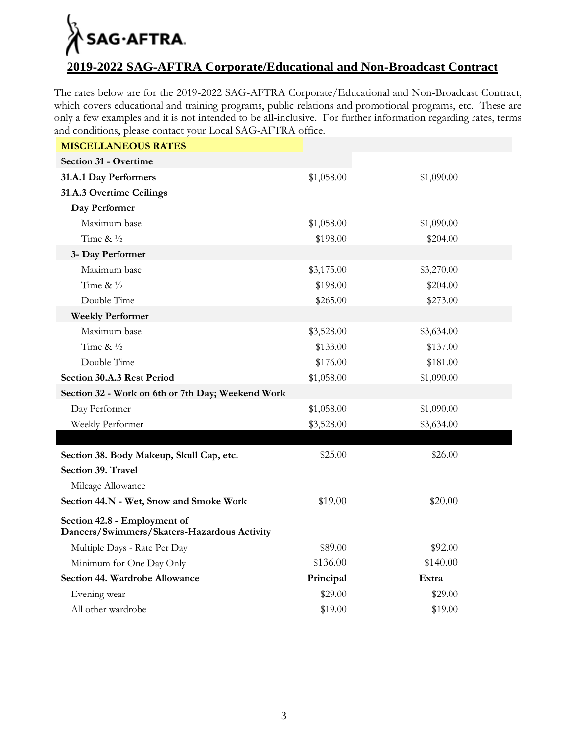SAG·AFTRA

## 2019-2022 SAG-AFTRA Corporate/Educational and Non-Broadcast Contract

The rates below are for the 2019-2022 SAG-AFTRA Corporate/Educational and Non-Broadcast Contract, which covers educational and training programs, public relations and promotional programs, etc. These are only a few examples and it is not intended to be all-inclusive. For further information regarding rates, terms and conditions, please contact your Local SAG-AFTRA office.

| | | |
|---|---|---|
| **MISCELLANEOUS RATES** | | |
| **Section 31 - Overtime** | | |
| **31.A.1 Day Performers** | $1,058.00 | $1,090.00 |
| **31.A.3 Overtime Ceilings** | | |
| **Day Performer** | | |
| Maximum base | $1,058.00 | $1,090.00 |
| Time & ½ | $198.00 | $204.00 |
| **3- Day Performer** | | |
| Maximum base | $3,175.00 | $3,270.00 |
| Time & ½ | $198.00 | $204.00 |
| Double Time | $265.00 | $273.00 |
| **Weekly Performer** | | |
| Maximum base | $3,528.00 | $3,634.00 |
| Time & ½ | $133.00 | $137.00 |
| Double Time | $176.00 | $181.00 |
| **Section 30.A.3 Rest Period** | $1,058.00 | $1,090.00 |
| **Section 32 - Work on 6th or 7th Day; Weekend Work** | | |
| Day Performer | $1,058.00 | $1,090.00 |
| Weekly Performer | $3,528.00 | $3,634.00 |
| | | |
| **Section 38. Body Makeup, Skull Cap, etc.** | $25.00 | $26.00 |
| **Section 39. Travel** | | |
| Mileage Allowance | | |
| **Section 44.N - Wet, Snow and Smoke Work** | $19.00 | $20.00 |
| **Section 42.8 - Employment of Dancers/Swimmers/Skaters-Hazardous Activity** | | |
| Multiple Days - Rate Per Day | $89.00 | $92.00 |
| Minimum for One Day Only | $136.00 | $140.00 |
| **Section 44. Wardrobe Allowance** | **Principal** | **Extra** |
| Evening wear | $29.00 | $29.00 |
| All other wardrobe | $19.00 | $19.00 |